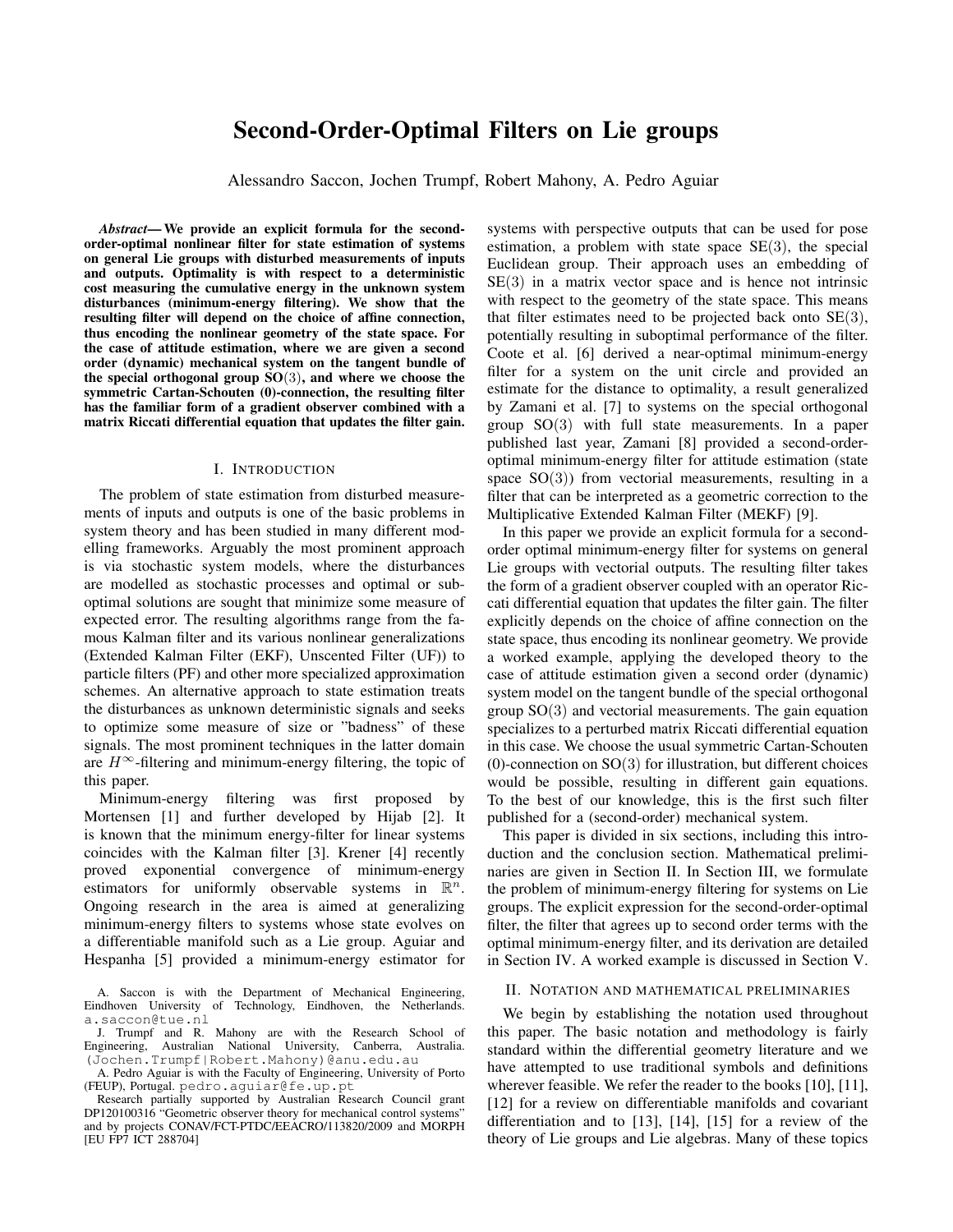# Second-Order-Optimal Filters on Lie groups

Alessandro Saccon, Jochen Trumpf, Robert Mahony, A. Pedro Aguiar

***Abstract*— We provide an explicit formula for the second-order-optimal nonlinear filter for state estimation of systems on general Lie groups with disturbed measurements of inputs and outputs. Optimality is with respect to a deterministic cost measuring the cumulative energy in the unknown system disturbances (minimum-energy filtering). We show that the resulting filter will depend on the choice of affine connection, thus encoding the nonlinear geometry of the state space. For the case of attitude estimation, where we are given a second order (dynamic) mechanical system on the tangent bundle of the special orthogonal group SO(3), and where we choose the symmetric Cartan-Schouten (0)-connection, the resulting filter has the familiar form of a gradient observer combined with a matrix Riccati differential equation that updates the filter gain.**

## I. Introduction

The problem of state estimation from disturbed measurements of inputs and outputs is one of the basic problems in system theory and has been studied in many different modelling frameworks. Arguably the most prominent approach is via stochastic system models, where the disturbances are modelled as stochastic processes and optimal or sub-optimal solutions are sought that minimize some measure of expected error. The resulting algorithms range from the famous Kalman filter and its various nonlinear generalizations (Extended Kalman Filter (EKF), Unscented Filter (UF)) to particle filters (PF) and other more specialized approximation schemes. An alternative approach to state estimation treats the disturbances as unknown deterministic signals and seeks to optimize some measure of size or "badness" of these signals. The most prominent techniques in the latter domain are $H^\infty$-filtering and minimum-energy filtering, the topic of this paper.

Minimum-energy filtering was first proposed by Mortensen [1] and further developed by Hijab [2]. It is known that the minimum energy-filter for linear systems coincides with the Kalman filter [3]. Krener [4] recently proved exponential convergence of minimum-energy estimators for uniformly observable systems in $\mathbb{R}^n$. Ongoing research in the area is aimed at generalizing minimum-energy filters to systems whose state evolves on a differentiable manifold such as a Lie group. Aguiar and Hespanha [5] provided a minimum-energy estimator for systems with perspective outputs that can be used for pose estimation, a problem with state space $\mathrm{SE}(3)$, the special Euclidean group. Their approach uses an embedding of $\mathrm{SE}(3)$ in a matrix vector space and is hence not intrinsic with respect to the geometry of the state space. This means that filter estimates need to be projected back onto $\mathrm{SE}(3)$, potentially resulting in suboptimal performance of the filter. Coote et al. [6] derived a near-optimal minimum-energy filter for a system on the unit circle and provided an estimate for the distance to optimality, a result generalized by Zamani et al. [7] to systems on the special orthogonal group $\mathrm{SO}(3)$ with full state measurements. In a paper published last year, Zamani [8] provided a second-order-optimal minimum-energy filter for attitude estimation (state space $\mathrm{SO}(3)$) from vectorial measurements, resulting in a filter that can be interpreted as a geometric correction to the Multiplicative Extended Kalman Filter (MEKF) [9].

In this paper we provide an explicit formula for a second-order optimal minimum-energy filter for systems on general Lie groups with vectorial outputs. The resulting filter takes the form of a gradient observer coupled with an operator Riccati differential equation that updates the filter gain. The filter explicitly depends on the choice of affine connection on the state space, thus encoding its nonlinear geometry. We provide a worked example, applying the developed theory to the case of attitude estimation given a second order (dynamic) system model on the tangent bundle of the special orthogonal group $\mathrm{SO}(3)$ and vectorial measurements. The gain equation specializes to a perturbed matrix Riccati differential equation in this case. We choose the usual symmetric Cartan-Schouten (0)-connection on $\mathrm{SO}(3)$ for illustration, but different choices would be possible, resulting in different gain equations. To the best of our knowledge, this is the first such filter published for a (second-order) mechanical system.

This paper is divided in six sections, including this introduction and the conclusion section. Mathematical preliminaries are given in Section II. In Section III, we formulate the problem of minimum-energy filtering for systems on Lie groups. The explicit expression for the second-order-optimal filter, the filter that agrees up to second order terms with the optimal minimum-energy filter, and its derivation are detailed in Section IV. A worked example is discussed in Section V.

## II. Notation and mathematical preliminaries

We begin by establishing the notation used throughout this paper. The basic notation and methodology is fairly standard within the differential geometry literature and we have attempted to use traditional symbols and definitions wherever feasible. We refer the reader to the books [10], [11], [12] for a review on differentiable manifolds and covariant differentiation and to [13], [14], [15] for a review of the theory of Lie groups and Lie algebras. Many of these topics

A. Saccon is with the Department of Mechanical Engineering, Eindhoven University of Technology, Eindhoven, the Netherlands. a.saccon@tue.nl

J. Trumpf and R. Mahony are with the Research School of Engineering, Australian National University, Canberra, Australia. (Jochen.Trumpf|Robert.Mahony)@anu.edu.au

A. Pedro Aguiar is with the Faculty of Engineering, University of Porto (FEUP), Portugal. pedro.aguiar@fe.up.pt

Research partially supported by Australian Research Council grant DP120100316 "Geometric observer theory for mechanical control systems" and by projects CONAV/FCT-PTDC/EEACRO/113820/2009 and MORPH [EU FP7 ICT 288704]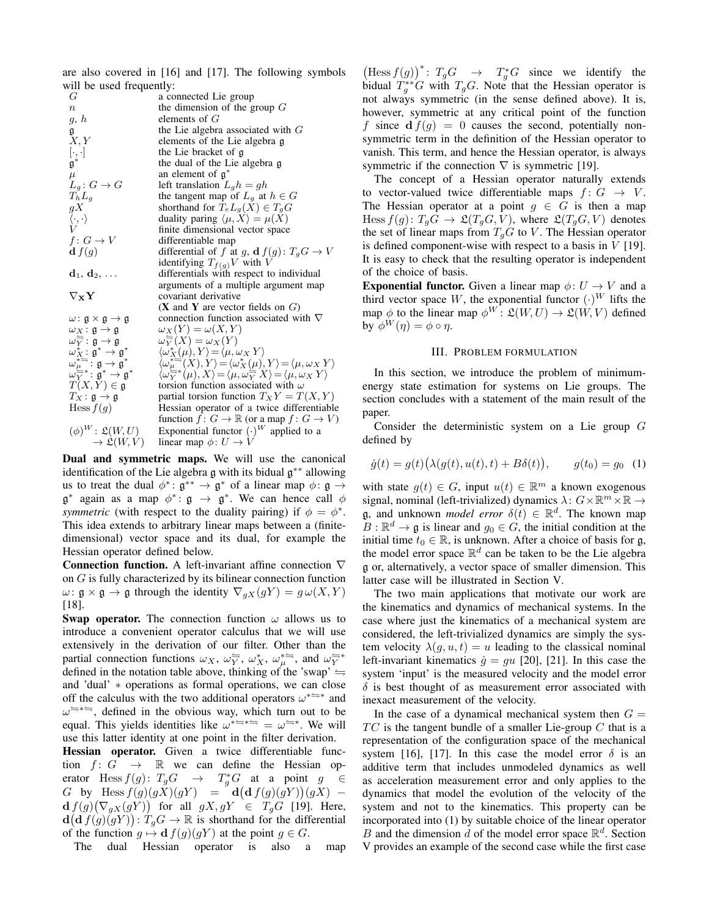are also covered in [16] and [17]. The following symbols will be used frequently:

| | |
|---|---|
| $G$ | a connected Lie group |
| $n$ | the dimension of the group $G$ |
| $g$, $h$ | elements of $G$ |
| $\mathfrak{g}$ | the Lie algebra associated with $G$ |
| $X, Y$ | elements of the Lie algebra $\mathfrak{g}$ |
| $[\cdot, \cdot]$ | the Lie bracket of $\mathfrak{g}$ |
| $\mathfrak{g}^*$ | the dual of the Lie algebra $\mathfrak{g}$ |
| $\mu$ | an element of $\mathfrak{g}^*$ |
| $L_g \colon G \to G$ | left translation $L_g h = gh$ |
| $T_h L_g$ | the tangent map of $L_g$ at $h \in G$ |
| $gX$ | shorthand for $T_e L_g(X) \in T_g G$ |
| $\langle \cdot, \cdot \rangle$ | duality paring $\langle \mu, X \rangle = \mu(X)$ |
| $V$ | finite dimensional vector space |
| $f \colon G \to V$ | differentiable map |
| $\mathbf{d}\, f(g)$ | differential of $f$ at $g$, $\mathbf{d}\, f(g) \colon T_g G \to V$ identifying $T_{f(g)}V$ with $V$ |
| $\mathbf{d}_1, \mathbf{d}_2, \ldots$ | differentials with respect to individual arguments of a multiple argument map |
| $\nabla_{\mathbf{X}} \mathbf{Y}$ | covariant derivative ($\mathbf{X}$ and $\mathbf{Y}$ are vector fields on $G$) |
| $\omega \colon \mathfrak{g} \times \mathfrak{g} \to \mathfrak{g}$ | connection function associated with $\nabla$ |
| $\omega_X \colon \mathfrak{g} \to \mathfrak{g}$ | $\omega_X(Y) = \omega(X, Y)$ |
| $\omega_Y^{\leftrightharpoons} \colon \mathfrak{g} \to \mathfrak{g}$ | $\omega_Y^{\leftrightharpoons}(X) = \omega_X(Y)$ |
| $\omega_X^* \colon \mathfrak{g}^* \to \mathfrak{g}^*$ | $\langle \omega_X^*(\mu), Y \rangle = \langle \mu, \omega_X Y \rangle$ |
| $\omega_\mu^{*\leftrightharpoons} \colon \mathfrak{g} \to \mathfrak{g}^*$ | $\langle \omega_\mu^{*\leftrightharpoons}(X), Y \rangle = \langle \omega_X^*(\mu), Y \rangle = \langle \mu, \omega_X Y \rangle$ |
| $\omega_Y^{\leftrightharpoons *} \colon \mathfrak{g}^* \to \mathfrak{g}^*$ | $\langle \omega_Y^{\leftrightharpoons *}(\mu), X \rangle = \langle \mu, \omega_Y^{\leftrightharpoons} X \rangle = \langle \mu, \omega_X Y \rangle$ |
| $T(X, Y) \in \mathfrak{g}$ | torsion function associated with $\omega$ |
| $T_X \colon \mathfrak{g} \to \mathfrak{g}$ | partial torsion function $T_X Y = T(X, Y)$ |
| $\operatorname{Hess} f(g)$ | Hessian operator of a twice differentiable function $f \colon G \to \mathbb{R}$ (or a map $f \colon G \to V$) |
| $(\phi)^W \colon \mathfrak{L}(W, U) \to \mathfrak{L}(W, V)$ | Exponential functor $(\cdot)^W$ applied to a linear map $\phi \colon U \to V$ |

**Dual and symmetric maps.** We will use the canonical identification of the Lie algebra $\mathfrak{g}$ with its bidual $\mathfrak{g}^{**}$ allowing us to treat the dual $\phi^* \colon \mathfrak{g}^{**} \to \mathfrak{g}^*$ of a linear map $\phi \colon \mathfrak{g} \to \mathfrak{g}^*$ again as a map $\phi^* \colon \mathfrak{g} \to \mathfrak{g}^*$. We can hence call $\phi$ *symmetric* (with respect to the duality pairing) if $\phi = \phi^*$. This idea extends to arbitrary linear maps between a (finite-dimensional) vector space and its dual, for example the Hessian operator defined below.

**Connection function.** A left-invariant affine connection $\nabla$ on $G$ is fully characterized by its bilinear connection function $\omega \colon \mathfrak{g} \times \mathfrak{g} \to \mathfrak{g}$ through the identity $\nabla_{gX}(gY) = g\,\omega(X, Y)$ [18].

**Swap operator.** The connection function $\omega$ allows us to introduce a convenient operator calculus that we will use extensively in the derivation of our filter. Other than the partial connection functions $\omega_X$, $\omega_Y^{\leftrightharpoons}$, $\omega_X^*$, $\omega_\mu^{*\leftrightharpoons}$, and $\omega_Y^{\leftrightharpoons *}$ defined in the notation table above, thinking of the 'swap' $\leftrightharpoons$ and 'dual' $*$ operations as formal operations, we can close off the calculus with the two additional operators $\omega^{*\leftrightharpoons *}$ and $\omega^{\leftrightharpoons * \leftrightharpoons}$, defined in the obvious way, which turn out to be equal. This yields identities like $\omega^{*\leftrightharpoons * \leftrightharpoons} = \omega^{\leftrightharpoons *}$. We will use this latter identity at one point in the filter derivation.

**Hessian operator.** Given a twice differentiable function $f \colon G \to \mathbb{R}$ we can define the Hessian operator $\operatorname{Hess} f(g) \colon T_g G \to T_g^* G$ at a point $g \in G$ by $\operatorname{Hess} f(g)(gX)(gY) = \mathbf{d}\big(\mathbf{d}\, f(g)(gY)\big)(gX) - \mathbf{d}\, f(g)\big(\nabla_{gX}(gY)\big)$ for all $gX, gY \in T_g G$ [19]. Here, $\mathbf{d}\big(\mathbf{d}\, f(g)(gY)\big) \colon T_g G \to \mathbb{R}$ is shorthand for the differential of the function $g \mapsto \mathbf{d}\, f(g)(gY)$ at the point $g \in G$.

The dual Hessian operator is also a map $\big(\operatorname{Hess} f(g)\big)^* \colon T_g G \to T_g^* G$ since we identify the bidual $T_g^{**} G$ with $T_g G$. Note that the Hessian operator is not always symmetric (in the sense defined above). It is, however, symmetric at any critical point of the function $f$ since $\mathbf{d}\, f(g) = 0$ causes the second, potentially non-symmetric term in the definition of the Hessian operator to vanish. This term, and hence the Hessian operator, is always symmetric if the connection $\nabla$ is symmetric [19].

The concept of a Hessian operator naturally extends to vector-valued twice differentiable maps $f \colon G \to V$. The Hessian operator at a point $g \in G$ is then a map $\operatorname{Hess} f(g) \colon T_g G \to \mathfrak{L}(T_g G, V)$, where $\mathfrak{L}(T_g G, V)$ denotes the set of linear maps from $T_g G$ to $V$. The Hessian operator is defined component-wise with respect to a basis in $V$ [19]. It is easy to check that the resulting operator is independent of the choice of basis.

**Exponential functor.** Given a linear map $\phi \colon U \to V$ and a third vector space $W$, the exponential functor $(\cdot)^W$ lifts the map $\phi$ to the linear map $\phi^W \colon \mathfrak{L}(W, U) \to \mathfrak{L}(W, V)$ defined by $\phi^W(\eta) = \phi \circ \eta$.

## III. Problem formulation

In this section, we introduce the problem of minimum-energy state estimation for systems on Lie groups. The section concludes with a statement of the main result of the paper.

Consider the deterministic system on a Lie group $G$ defined by

$$\dot{g}(t) = g(t)\big(\lambda(g(t), u(t), t) + B\delta(t)\big), \qquad g(t_0) = g_0 \quad (1)$$

with state $g(t) \in G$, input $u(t) \in \mathbb{R}^m$ a known exogenous signal, nominal (left-trivialized) dynamics $\lambda \colon G \times \mathbb{R}^m \times \mathbb{R} \to \mathfrak{g}$, and unknown *model error* $\delta(t) \in \mathbb{R}^d$. The known map $B \colon \mathbb{R}^d \to \mathfrak{g}$ is linear and $g_0 \in G$, the initial condition at the initial time $t_0 \in \mathbb{R}$, is unknown. After a choice of basis for $\mathfrak{g}$, the model error space $\mathbb{R}^d$ can be taken to be the Lie algebra $\mathfrak{g}$ or, alternatively, a vector space of smaller dimension. This latter case will be illustrated in Section V.

The two main applications that motivate our work are the kinematics and dynamics of mechanical systems. In the case where just the kinematics of a mechanical system are considered, the left-trivialized dynamics are simply the system velocity $\lambda(g, u, t) = u$ leading to the classical nominal left-invariant kinematics $\dot{g} = gu$ [20], [21]. In this case the system 'input' is the measured velocity and the model error $\delta$ is best thought of as measurement error associated with inexact measurement of the velocity.

In the case of a dynamical mechanical system then $G = TC$ is the tangent bundle of a smaller Lie-group $C$ that is a representation of the configuration space of the mechanical system [16], [17]. In this case the model error $\delta$ is an additive term that includes unmodeled dynamics as well as acceleration measurement error and only applies to the dynamics that model the evolution of the velocity of the system and not to the kinematics. This property can be incorporated into (1) by suitable choice of the linear operator $B$ and the dimension $d$ of the model error space $\mathbb{R}^d$. Section V provides an example of the second case while the first case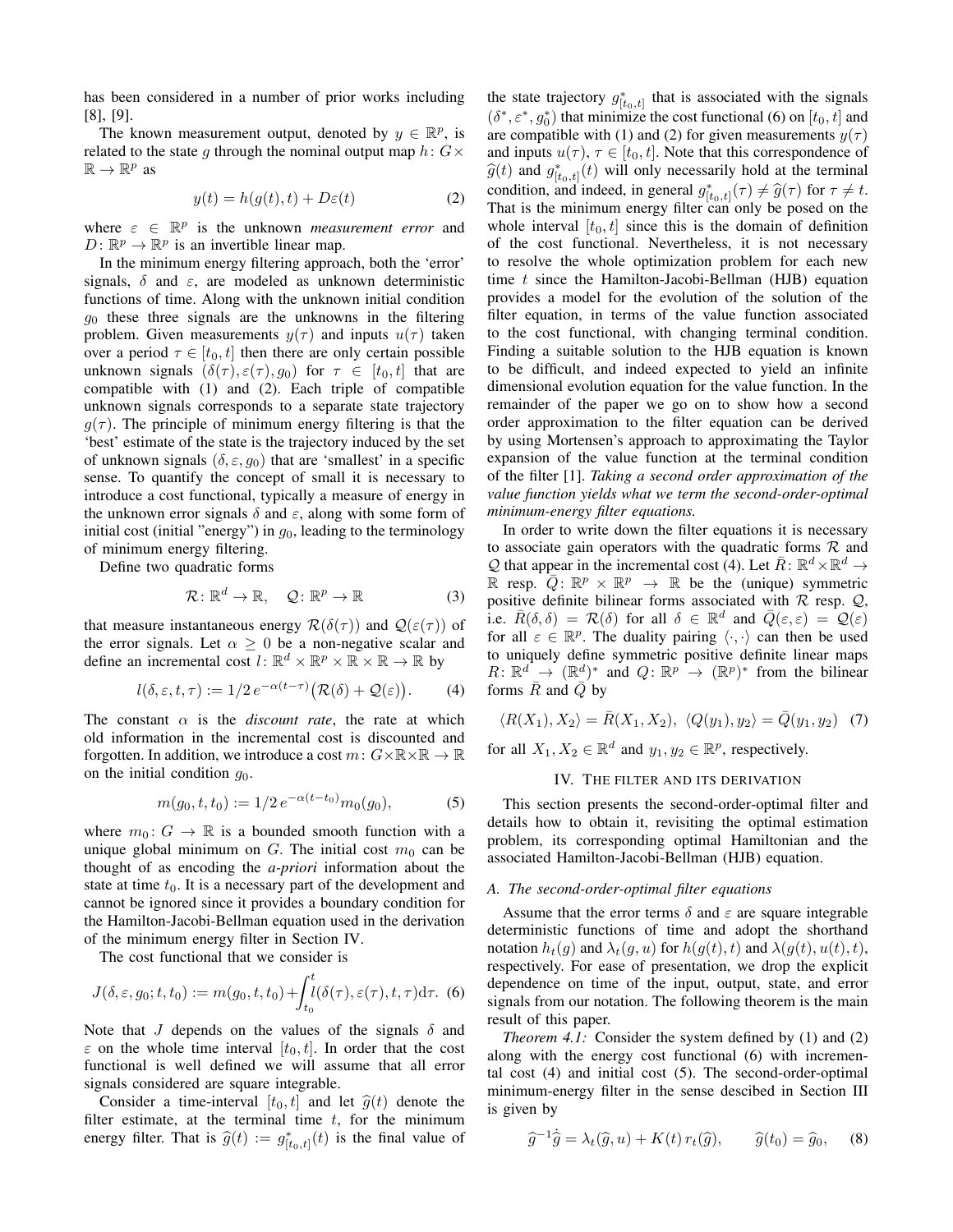has been considered in a number of prior works including [8], [9].

The known measurement output, denoted by $y \in \mathbb{R}^p$, is related to the state $g$ through the nominal output map $h\colon G \times \mathbb{R} \to \mathbb{R}^p$ as

$$y(t) = h(g(t), t) + D\varepsilon(t) \tag{2}$$

where $\varepsilon \in \mathbb{R}^p$ is the unknown *measurement error* and $D\colon \mathbb{R}^p \to \mathbb{R}^p$ is an invertible linear map.

In the minimum energy filtering approach, both the 'error' signals, $\delta$ and $\varepsilon$, are modeled as unknown deterministic functions of time. Along with the unknown initial condition $g_0$ these three signals are the unknowns in the filtering problem. Given measurements $y(\tau)$ and inputs $u(\tau)$ taken over a period $\tau \in [t_0, t]$ then there are only certain possible unknown signals $(\delta(\tau), \varepsilon(\tau), g_0)$ for $\tau \in [t_0, t]$ that are compatible with (1) and (2). Each triple of compatible unknown signals corresponds to a separate state trajectory $g(\tau)$. The principle of minimum energy filtering is that the 'best' estimate of the state is the trajectory induced by the set of unknown signals $(\delta, \varepsilon, g_0)$ that are 'smallest' in a specific sense. To quantify the concept of small it is necessary to introduce a cost functional, typically a measure of energy in the unknown error signals $\delta$ and $\varepsilon$, along with some form of initial cost (initial "energy") in $g_0$, leading to the terminology of minimum energy filtering.

Define two quadratic forms

$$\mathcal{R}\colon \mathbb{R}^d \to \mathbb{R}, \quad \mathcal{Q}\colon \mathbb{R}^p \to \mathbb{R} \tag{3}$$

that measure instantaneous energy $\mathcal{R}(\delta(\tau))$ and $\mathcal{Q}(\varepsilon(\tau))$ of the error signals. Let $\alpha \geq 0$ be a non-negative scalar and define an incremental cost $l\colon \mathbb{R}^d \times \mathbb{R}^p \times \mathbb{R} \times \mathbb{R} \to \mathbb{R}$ by

$$l(\delta, \varepsilon, t, \tau) := 1/2\, e^{-\alpha(t-\tau)}\big(\mathcal{R}(\delta) + \mathcal{Q}(\varepsilon)\big). \tag{4}$$

The constant $\alpha$ is the *discount rate*, the rate at which old information in the incremental cost is discounted and forgotten. In addition, we introduce a cost $m\colon G \times \mathbb{R} \times \mathbb{R} \to \mathbb{R}$ on the initial condition $g_0$.

$$m(g_0, t, t_0) := 1/2\, e^{-\alpha(t-t_0)} m_0(g_0), \tag{5}$$

where $m_0\colon G \to \mathbb{R}$ is a bounded smooth function with a unique global minimum on $G$. The initial cost $m_0$ can be thought of as encoding the *a-priori* information about the state at time $t_0$. It is a necessary part of the development and cannot be ignored since it provides a boundary condition for the Hamilton-Jacobi-Bellman equation used in the derivation of the minimum energy filter in Section IV.

The cost functional that we consider is

$$J(\delta, \varepsilon, g_0; t, t_0) := m(g_0, t, t_0) + \int_{t_0}^{t} l(\delta(\tau), \varepsilon(\tau), t, \tau)\mathrm{d}\tau. \tag{6}$$

Note that $J$ depends on the values of the signals $\delta$ and $\varepsilon$ on the whole time interval $[t_0, t]$. In order that the cost functional is well defined we will assume that all error signals considered are square integrable.

Consider a time-interval $[t_0, t]$ and let $\widehat{g}(t)$ denote the filter estimate, at the terminal time $t$, for the minimum energy filter. That is $\widehat{g}(t) := g^*_{[t_0,t]}(t)$ is the final value of the state trajectory $g^*_{[t_0,t]}$ that is associated with the signals $(\delta^*, \varepsilon^*, g_0^*)$ that minimize the cost functional (6) on $[t_0, t]$ and are compatible with (1) and (2) for given measurements $y(\tau)$ and inputs $u(\tau)$, $\tau \in [t_0, t]$. Note that this correspondence of $\widehat{g}(t)$ and $g^*_{[t_0,t]}(t)$ will only necessarily hold at the terminal condition, and indeed, in general $g^*_{[t_0,t]}(\tau) \neq \widehat{g}(\tau)$ for $\tau \neq t$. That is the minimum energy filter can only be posed on the whole interval $[t_0, t]$ since this is the domain of definition of the cost functional. Nevertheless, it is not necessary to resolve the whole optimization problem for each new time $t$ since the Hamilton-Jacobi-Bellman (HJB) equation provides a model for the evolution of the solution of the filter equation, in terms of the value function associated to the cost functional, with changing terminal condition. Finding a suitable solution to the HJB equation is known to be difficult, and indeed expected to yield an infinite dimensional evolution equation for the value function. In the remainder of the paper we go on to show how a second order approximation to the filter equation can be derived by using Mortensen's approach to approximating the Taylor expansion of the value function at the terminal condition of the filter [1]. *Taking a second order approximation of the value function yields what we term the second-order-optimal minimum-energy filter equations.*

In order to write down the filter equations it is necessary to associate gain operators with the quadratic forms $\mathcal{R}$ and $\mathcal{Q}$ that appear in the incremental cost (4). Let $\bar{R}\colon \mathbb{R}^d \times \mathbb{R}^d \to \mathbb{R}$ resp. $\bar{Q}\colon \mathbb{R}^p \times \mathbb{R}^p \to \mathbb{R}$ be the (unique) symmetric positive definite bilinear forms associated with $\mathcal{R}$ resp. $\mathcal{Q}$, i.e. $\bar{R}(\delta, \delta) = \mathcal{R}(\delta)$ for all $\delta \in \mathbb{R}^d$ and $\bar{Q}(\varepsilon, \varepsilon) = \mathcal{Q}(\varepsilon)$ for all $\varepsilon \in \mathbb{R}^p$. The duality pairing $\langle \cdot, \cdot \rangle$ can then be used to uniquely define symmetric positive definite linear maps $R\colon \mathbb{R}^d \to (\mathbb{R}^d)^*$ and $Q\colon \mathbb{R}^p \to (\mathbb{R}^p)^*$ from the bilinear forms $\bar{R}$ and $\bar{Q}$ by

$$\langle R(X_1), X_2 \rangle = \bar{R}(X_1, X_2), \;\; \langle Q(y_1), y_2 \rangle = \bar{Q}(y_1, y_2) \tag{7}$$

for all $X_1, X_2 \in \mathbb{R}^d$ and $y_1, y_2 \in \mathbb{R}^p$, respectively.

## IV. The filter and its derivation

This section presents the second-order-optimal filter and details how to obtain it, revisiting the optimal estimation problem, its corresponding optimal Hamiltonian and the associated Hamilton-Jacobi-Bellman (HJB) equation.

### A. The second-order-optimal filter equations

Assume that the error terms $\delta$ and $\varepsilon$ are square integrable deterministic functions of time and adopt the shorthand notation $h_t(g)$ and $\lambda_t(g, u)$ for $h(g(t), t)$ and $\lambda(g(t), u(t), t)$, respectively. For ease of presentation, we drop the explicit dependence on time of the input, output, state, and error signals from our notation. The following theorem is the main result of this paper.

*Theorem 4.1:* Consider the system defined by (1) and (2) along with the energy cost functional (6) with incremental cost (4) and initial cost (5). The second-order-optimal minimum-energy filter in the sense descibed in Section III is given by

$$\widehat{g}^{-1}\dot{\widehat{g}} = \lambda_t(\widehat{g}, u) + K(t)\, r_t(\widehat{g}), \qquad \widehat{g}(t_0) = \widehat{g}_0, \tag{8}$$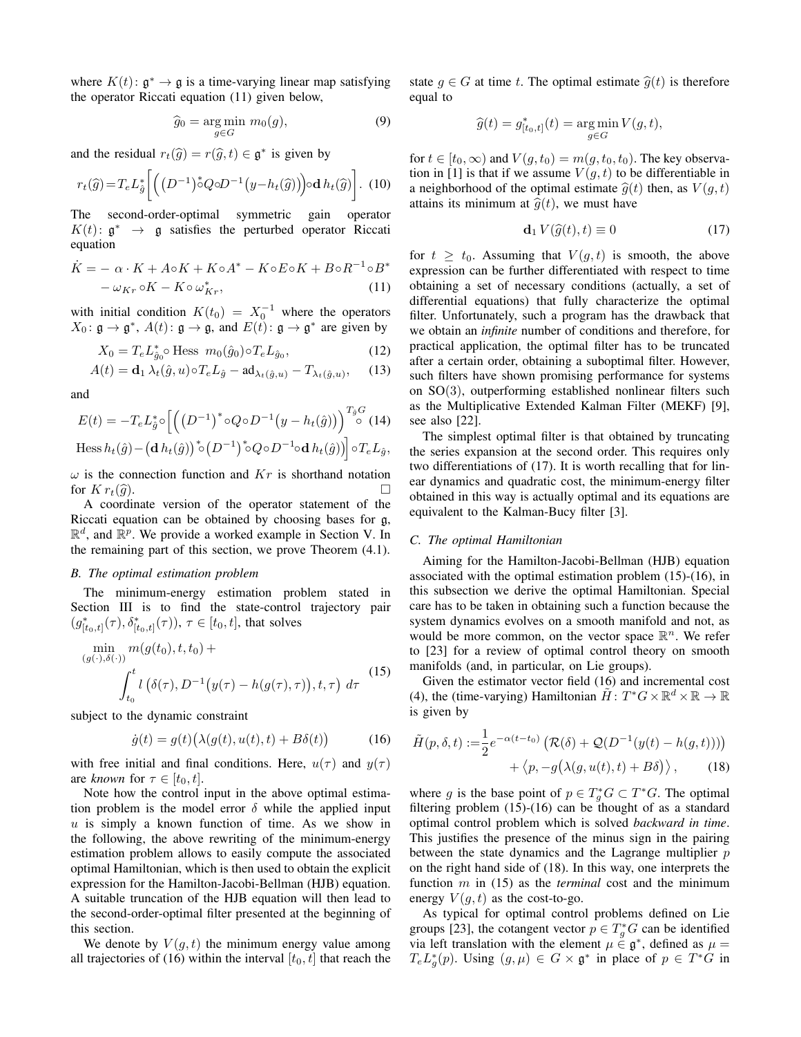where $K(t)\colon \mathfrak{g}^* \to \mathfrak{g}$ is a time-varying linear map satisfying the operator Riccati equation (11) given below,

$$\widehat{g}_0 = \underset{g\in G}{\arg\min}\ m_0(g), \tag{9}$$

and the residual $r_t(\widehat{g}) = r(\widehat{g}, t) \in \mathfrak{g}^*$ is given by

$$r_t(\widehat{g}) = T_e L^*_{\widehat{g}}\Big[\Big(\big(D^{-1}\big)^{*}\!\circ Q\circ D^{-1}\big(y - h_t(\widehat{g})\big)\Big)\circ \mathbf{d}\, h_t(\widehat{g})\Big]. \tag{10}$$

The second-order-optimal symmetric gain operator $K(t)\colon \mathfrak{g}^* \to \mathfrak{g}$ satisfies the perturbed operator Riccati equation

$$\begin{aligned}\dot{K} = &-\alpha\cdot K + A\circ K + K\circ A^* - K\circ E\circ K + B\circ R^{-1}\circ B^* \\ &- \omega_{Kr}\circ K - K\circ \omega^*_{Kr},\end{aligned} \tag{11}$$

with initial condition $K(t_0) = X_0^{-1}$ where the operators $X_0\colon \mathfrak{g}\to\mathfrak{g}^*$, $A(t)\colon \mathfrak{g}\to\mathfrak{g}$, and $E(t)\colon \mathfrak{g}\to\mathfrak{g}^*$ are given by

$$X_0 = T_e L^*_{\hat{g}_0}\circ \text{ Hess } m_0(\hat{g}_0)\circ T_e L_{\hat{g}_0}, \tag{12}$$

$$A(t) = \mathbf{d}_1\, \lambda_t(\hat{g}, u)\circ T_e L_{\hat{g}} - \mathrm{ad}_{\lambda_t(\hat{g},u)} - T_{\lambda_t(\hat{g},u)}, \tag{13}$$

and

$$\begin{aligned}E(t) = &-T_e L^*_{\hat{g}}\circ\Big[\Big(\big(D^{-1}\big)^*\circ Q\circ D^{-1}\big(y - h_t(\hat{g})\big)\Big)^{T_{\hat{g}}G}\circ \\ &\text{Hess}\, h_t(\hat{g}) - \big(\mathbf{d}\, h_t(\hat{g})\big)^*\circ\big(D^{-1}\big)^*\circ Q\circ D^{-1}\circ \mathbf{d}\, h_t(\hat{g})\big)\Big]\circ T_e L_{\hat{g}},\end{aligned} \tag{14}$$

$\omega$ is the connection function and $Kr$ is shorthand notation for $K\, r_t(\widehat{g})$. □

A coordinate version of the operator statement of the Riccati equation can be obtained by choosing bases for $\mathfrak{g}$, $\mathbb{R}^d$, and $\mathbb{R}^p$. We provide a worked example in Section V. In the remaining part of this section, we prove Theorem (4.1).

## B. The optimal estimation problem

The minimum-energy estimation problem stated in Section III is to find the state-control trajectory pair $(g^*_{[t_0,t]}(\tau), \delta^*_{[t_0,t]}(\tau))$, $\tau \in [t_0, t]$, that solves

$$\begin{aligned}\min_{(g(\cdot),\delta(\cdot))}\ & m(g(t_0), t, t_0) + \\ & \int_{t_0}^{t} l\left(\delta(\tau), D^{-1}\big(y(\tau) - h(g(\tau),\tau)\big), t, \tau\right)\, d\tau\end{aligned} \tag{15}$$

subject to the dynamic constraint

$$\dot{g}(t) = g(t)\big(\lambda(g(t), u(t), t) + B\delta(t)\big) \tag{16}$$

with free initial and final conditions. Here, $u(\tau)$ and $y(\tau)$ are *known* for $\tau \in [t_0, t]$.

Note how the control input in the above optimal estimation problem is the model error $\delta$ while the applied input $u$ is simply a known function of time. As we show in the following, the above rewriting of the minimum-energy estimation problem allows to easily compute the associated optimal Hamiltonian, which is then used to obtain the explicit expression for the Hamilton-Jacobi-Bellman (HJB) equation. A suitable truncation of the HJB equation will then lead to the second-order-optimal filter presented at the beginning of this section.

We denote by $V(g, t)$ the minimum energy value among all trajectories of (16) within the interval $[t_0, t]$ that reach the state $g \in G$ at time $t$. The optimal estimate $\widehat{g}(t)$ is therefore equal to

$$\widehat{g}(t) = g^*_{[t_0,t]}(t) = \underset{g\in G}{\arg\min}\, V(g, t),$$

for $t \in [t_0, \infty)$ and $V(g, t_0) = m(g, t_0, t_0)$. The key observation in [1] is that if we assume $V(g, t)$ to be differentiable in a neighborhood of the optimal estimate $\widehat{g}(t)$ then, as $V(g, t)$ attains its minimum at $\widehat{g}(t)$, we must have

$$\mathbf{d}_1\, V(\widehat{g}(t), t) \equiv 0 \tag{17}$$

for $t \geq t_0$. Assuming that $V(g, t)$ is smooth, the above expression can be further differentiated with respect to time obtaining a set of necessary conditions (actually, a set of differential equations) that fully characterize the optimal filter. Unfortunately, such a program has the drawback that we obtain an *infinite* number of conditions and therefore, for practical application, the optimal filter has to be truncated after a certain order, obtaining a suboptimal filter. However, such filters have shown promising performance for systems on SO(3), outperforming established nonlinear filters such as the Multiplicative Extended Kalman Filter (MEKF) [9], see also [22].

The simplest optimal filter is that obtained by truncating the series expansion at the second order. This requires only two differentiations of (17). It is worth recalling that for linear dynamics and quadratic cost, the minimum-energy filter obtained in this way is actually optimal and its equations are equivalent to the Kalman-Bucy filter [3].

## C. The optimal Hamiltonian

Aiming for the Hamilton-Jacobi-Bellman (HJB) equation associated with the optimal estimation problem (15)-(16), in this subsection we derive the optimal Hamiltonian. Special care has to be taken in obtaining such a function because the system dynamics evolves on a smooth manifold and not, as would be more common, on the vector space $\mathbb{R}^n$. We refer to [23] for a review of optimal control theory on smooth manifolds (and, in particular, on Lie groups).

Given the estimator vector field (16) and incremental cost (4), the (time-varying) Hamiltonian $\tilde{H}\colon T^*G\times\mathbb{R}^d\times\mathbb{R}\to\mathbb{R}$ is given by

$$\begin{aligned}\tilde{H}(p, \delta, t) :=& \frac{1}{2}e^{-\alpha(t-t_0)}\left(\mathcal{R}(\delta) + \mathcal{Q}(D^{-1}(y(t) - h(g, t)))\right) \\ &+ \left\langle p, -g\big(\lambda(g, u(t), t) + B\delta\big)\right\rangle,\end{aligned} \tag{18}$$

where $g$ is the base point of $p \in T^*_g G \subset T^*G$. The optimal filtering problem (15)-(16) can be thought of as a standard optimal control problem which is solved *backward in time*. This justifies the presence of the minus sign in the pairing between the state dynamics and the Lagrange multiplier $p$ on the right hand side of (18). In this way, one interprets the function $m$ in (15) as the *terminal* cost and the minimum energy $V(g, t)$ as the cost-to-go.

As typical for optimal control problems defined on Lie groups [23], the cotangent vector $p \in T^*_g G$ can be identified via left translation with the element $\mu \in \mathfrak{g}^*$, defined as $\mu = T_e L^*_g(p)$. Using $(g, \mu) \in G\times\mathfrak{g}^*$ in place of $p \in T^*G$ in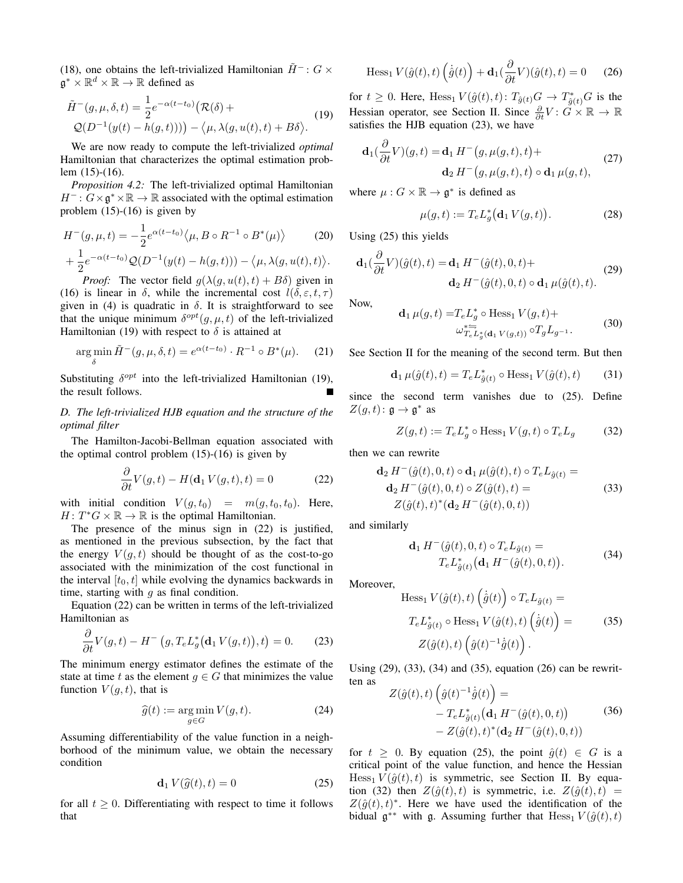(18), one obtains the left-trivialized Hamiltonian $\tilde{H}^- \colon G \times \mathfrak{g}^* \times \mathbb{R}^d \times \mathbb{R} \to \mathbb{R}$ defined as

$$
\begin{aligned}
\tilde{H}^-(g,\mu,\delta,t) = & \frac{1}{2} e^{-\alpha(t-t_0)} \big( \mathcal{R}(\delta) + \\
& \mathcal{Q}(D^{-1}(y(t) - h(g,t))) \big) - \big\langle \mu, \lambda(g,u(t),t) + B\delta \big\rangle .
\end{aligned}
\tag{19}
$$

We are now ready to compute the left-trivialized *optimal* Hamiltonian that characterizes the optimal estimation problem (15)-(16).

*Proposition 4.2:* The left-trivialized optimal Hamiltonian $H^- \colon G \times \mathfrak{g}^* \times \mathbb{R} \to \mathbb{R}$ associated with the optimal estimation problem (15)-(16) is given by

$$
\begin{aligned}
H^-(g,\mu,t) = & -\frac{1}{2} e^{\alpha(t-t_0)} \big\langle \mu, B \circ R^{-1} \circ B^*(\mu) \big\rangle \\
& + \frac{1}{2} e^{-\alpha(t-t_0)} \mathcal{Q}(D^{-1}(y(t) - h(g,t))) - \big\langle \mu, \lambda(g,u(t),t) \big\rangle .
\end{aligned}
\tag{20}
$$

*Proof:* The vector field $g(\lambda(g,u(t),t) + B\delta)$ given in (16) is linear in $\delta$, while the incremental cost $l(\delta,\varepsilon,t,\tau)$ given in (4) is quadratic in $\delta$. It is straightforward to see that the unique minimum $\delta^{opt}(g,\mu,t)$ of the left-trivialized Hamiltonian (19) with respect to $\delta$ is attained at

$$
\arg\min_{\delta} \tilde{H}^-(g,\mu,\delta,t) = e^{\alpha(t-t_0)} \cdot R^{-1} \circ B^*(\mu). \tag{21}
$$

Substituting $\delta^{opt}$ into the left-trivialized Hamiltonian (19), the result follows. ∎

### D. The left-trivialized HJB equation and the structure of the optimal filter

The Hamilton-Jacobi-Bellman equation associated with the optimal control problem (15)-(16) is given by

$$
\frac{\partial}{\partial t} V(g,t) - H(\mathbf{d}_1 V(g,t), t) = 0 \tag{22}
$$

with initial condition $V(g,t_0) = m(g,t_0,t_0)$. Here, $H \colon T^*G \times \mathbb{R} \to \mathbb{R}$ is the optimal Hamiltonian.

The presence of the minus sign in (22) is justified, as mentioned in the previous subsection, by the fact that the energy $V(g,t)$ should be thought of as the cost-to-go associated with the minimization of the cost functional in the interval $[t_0,t]$ while evolving the dynamics backwards in time, starting with $g$ as final condition.

Equation (22) can be written in terms of the left-trivialized Hamiltonian as

$$
\frac{\partial}{\partial t} V(g,t) - H^-\big(g, T_e L_g^* \big(\mathbf{d}_1 V(g,t)\big), t\big) = 0. \tag{23}
$$

The minimum energy estimator defines the estimate of the state at time $t$ as the element $g \in G$ that minimizes the value function $V(g,t)$, that is

$$
\widehat{g}(t) := \arg\min_{g \in G} V(g,t). \tag{24}
$$

Assuming differentiability of the value function in a neighborhood of the minimum value, we obtain the necessary condition

$$
\mathbf{d}_1 V(\widehat{g}(t),t) = 0 \tag{25}
$$

for all $t \geq 0$. Differentiating with respect to time it follows that

$$
\mathrm{Hess}_1\, V(\hat{g}(t),t) \left(\dot{\hat{g}}(t)\right) + \mathbf{d}_1 \big(\frac{\partial}{\partial t} V\big)(\hat{g}(t),t) = 0 \tag{26}
$$

for $t \geq 0$. Here, $\mathrm{Hess}_1\, V(\hat{g}(t),t) \colon T_{\hat{g}(t)} G \to T^*_{\hat{g}(t)} G$ is the Hessian operator, see Section II. Since $\frac{\partial}{\partial t} V \colon G \times \mathbb{R} \to \mathbb{R}$ satisfies the HJB equation (23), we have

$$
\begin{aligned}
\mathbf{d}_1 \big(\frac{\partial}{\partial t} V\big)(g,t) = & \mathbf{d}_1 H^-\big(g, \mu(g,t), t\big) + \\
& \mathbf{d}_2 H^-\big(g, \mu(g,t), t\big) \circ \mathbf{d}_1 \mu(g,t),
\end{aligned}
\tag{27}
$$

where $\mu \colon G \times \mathbb{R} \to \mathfrak{g}^*$ is defined as

$$
\mu(g,t) := T_e L_g^* \big(\mathbf{d}_1 V(g,t)\big). \tag{28}
$$

Using (25) this yields

$$
\begin{aligned}
\mathbf{d}_1 \big(\frac{\partial}{\partial t} V\big)(\hat{g}(t),t) = & \mathbf{d}_1 H^-(\hat{g}(t),0,t) + \\
& \mathbf{d}_2 H^-(\hat{g}(t),0,t) \circ \mathbf{d}_1 \mu(\hat{g}(t),t).
\end{aligned}
\tag{29}
$$

Now,

$$
\begin{aligned}
\mathbf{d}_1 \mu(g,t) = & T_e L_g^* \circ \mathrm{Hess}_1\, V(g,t) + \\
& \omega^{*\leftarrow}_{T_e L_g^*(\mathbf{d}_1 V(g,t))} \circ T_g L_{g^{-1}} .
\end{aligned}
\tag{30}
$$

See Section II for the meaning of the second term. But then

$$
\mathbf{d}_1 \mu(\hat{g}(t),t) = T_e L_{\hat{g}(t)}^* \circ \mathrm{Hess}_1\, V(\hat{g}(t),t) \tag{31}
$$

since the second term vanishes due to (25). Define $Z(g,t) \colon \mathfrak{g} \to \mathfrak{g}^*$ as

$$
Z(g,t) := T_e L_g^* \circ \mathrm{Hess}_1\, V(g,t) \circ T_e L_g \tag{32}
$$

then we can rewrite

$$
\begin{aligned}
& \mathbf{d}_2 H^-(\hat{g}(t),0,t) \circ \mathbf{d}_1 \mu(\hat{g}(t),t) \circ T_e L_{\hat{g}(t)} = \\
& \quad \mathbf{d}_2 H^-(\hat{g}(t),0,t) \circ Z(\hat{g}(t),t) = \\
& \quad Z(\hat{g}(t),t)^* (\mathbf{d}_2 H^-(\hat{g}(t),0,t))
\end{aligned}
\tag{33}
$$

and similarly

$$
\begin{aligned}
& \mathbf{d}_1 H^-(\hat{g}(t),0,t) \circ T_e L_{\hat{g}(t)} = \\
& \quad T_e L_{\hat{g}(t)}^* \big(\mathbf{d}_1 H^-(\hat{g}(t),0,t)\big).
\end{aligned}
\tag{34}
$$

Moreover,

$$
\begin{aligned}
& \mathrm{Hess}_1\, V(\hat{g}(t),t) \left(\dot{\hat{g}}(t)\right) \circ T_e L_{\hat{g}(t)} = \\
& \quad T_e L_{\hat{g}(t)}^* \circ \mathrm{Hess}_1\, V(\hat{g}(t),t) \left(\dot{\hat{g}}(t)\right) = \\
& \quad Z(\hat{g}(t),t) \left(\hat{g}(t)^{-1} \dot{\hat{g}}(t)\right).
\end{aligned}
\tag{35}
$$

Using (29), (33), (34) and (35), equation (26) can be rewritten as

$$
\begin{aligned}
Z(\hat{g}(t),t) & \left(\hat{g}(t)^{-1} \dot{\hat{g}}(t)\right) = \\
& - T_e L_{\hat{g}(t)}^* \big(\mathbf{d}_1 H^-(\hat{g}(t),0,t)\big) \\
& - Z(\hat{g}(t),t)^* (\mathbf{d}_2 H^-(\hat{g}(t),0,t))
\end{aligned}
\tag{36}
$$

for $t \geq 0$. By equation (25), the point $\hat{g}(t) \in G$ is a critical point of the value function, and hence the Hessian $\mathrm{Hess}_1\, V(\hat{g}(t),t)$ is symmetric, see Section II. By equation (32) then $Z(\hat{g}(t),t)$ is symmetric, i.e. $Z(\hat{g}(t),t) = Z(\hat{g}(t),t)^*$. Here we have used the identification of the bidual $\mathfrak{g}^{**}$ with $\mathfrak{g}$. Assuming further that $\mathrm{Hess}_1\, V(\hat{g}(t),t)$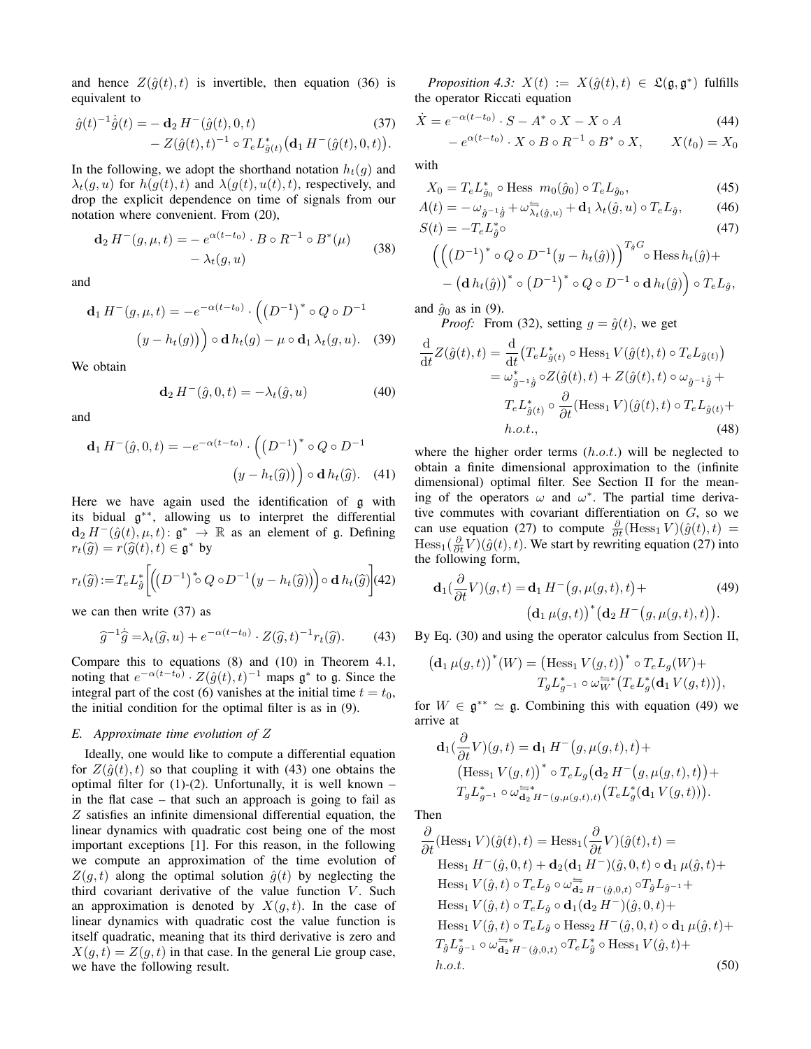and hence $Z(\hat{g}(t),t)$ is invertible, then equation (36) is equivalent to

$$
\begin{aligned}
\hat{g}(t)^{-1}\dot{\hat{g}}(t) = &- \mathbf{d}_2 H^-(\hat{g}(t),0,t) \\
&- Z(\hat{g}(t),t)^{-1} \circ T_e L^*_{\hat{g}(t)}\big(\mathbf{d}_1 H^-(\hat{g}(t),0,t)\big).
\end{aligned}
\tag{37}
$$

In the following, we adopt the shorthand notation $h_t(g)$ and $\lambda_t(g,u)$ for $h(g(t),t)$ and $\lambda(g(t),u(t),t)$, respectively, and drop the explicit dependence on time of signals from our notation where convenient. From (20),

$$
\begin{aligned}
\mathbf{d}_2 H^-(g,\mu,t) = &- e^{\alpha(t-t_0)} \cdot B \circ R^{-1} \circ B^*(\mu) \\
&- \lambda_t(g,u)
\end{aligned}
\tag{38}
$$

and

$$
\begin{aligned}
\mathbf{d}_1 H^-(g,\mu,t) = &-e^{-\alpha(t-t_0)} \cdot \Big(\big(D^{-1}\big)^* \circ Q \circ D^{-1} \\
&\big(y - h_t(g)\big)\Big) \circ \mathbf{d}\, h_t(g) - \mu \circ \mathbf{d}_1 \lambda_t(g,u).
\end{aligned}
\tag{39}
$$

We obtain

$$
\mathbf{d}_2 H^-(\hat{g},0,t) = -\lambda_t(\hat{g},u) \tag{40}
$$

and

$$
\begin{aligned}
\mathbf{d}_1 H^-(\hat{g},0,t) = &-e^{-\alpha(t-t_0)} \cdot \Big(\big(D^{-1}\big)^* \circ Q \circ D^{-1} \\
&\big(y - h_t(\widehat{g})\big)\Big) \circ \mathbf{d}\, h_t(\widehat{g}).
\end{aligned}
\tag{41}
$$

Here we have again used the identification of $\mathfrak{g}$ with its bidual $\mathfrak{g}^{**}$, allowing us to interpret the differential $\mathbf{d}_2 H^-(\hat{g}(t),\mu,t)\colon \mathfrak{g}^* \to \mathbb{R}$ as an element of $\mathfrak{g}$. Defining $r_t(\widehat{g}) = r(\widehat{g}(t),t) \in \mathfrak{g}^*$ by

$$
r_t(\widehat{g}) := T_e L^*_{\widehat{g}}\Big[\Big(\big(D^{-1}\big)^* \circ Q \circ D^{-1}\big(y - h_t(\widehat{g})\big)\Big) \circ \mathbf{d}\, h_t(\widehat{g})\Big] \tag{42}
$$

we can then write (37) as

$$
\widehat{g}^{-1}\dot{\widehat{g}} = \lambda_t(\widehat{g},u) + e^{-\alpha(t-t_0)} \cdot Z(\widehat{g},t)^{-1} r_t(\widehat{g}). \tag{43}
$$

Compare this to equations (8) and (10) in Theorem 4.1, noting that $e^{-\alpha(t-t_0)} \cdot Z(\hat{g}(t),t)^{-1}$ maps $\mathfrak{g}^*$ to $\mathfrak{g}$. Since the integral part of the cost (6) vanishes at the initial time $t = t_0$, the initial condition for the optimal filter is as in (9).

### E. Approximate time evolution of Z

Ideally, one would like to compute a differential equation for $Z(\hat{g}(t),t)$ so that coupling it with (43) one obtains the optimal filter for (1)-(2). Unfortunally, it is well known – in the flat case – that such an approach is going to fail as $Z$ satisfies an infinite dimensional differential equation, the linear dynamics with quadratic cost being one of the most important exceptions [1]. For this reason, in the following we compute an approximation of the time evolution of $Z(g,t)$ along the optimal solution $\hat{g}(t)$ by neglecting the third covariant derivative of the value function $V$. Such an approximation is denoted by $X(g,t)$. In the case of linear dynamics with quadratic cost the value function is itself quadratic, meaning that its third derivative is zero and $X(g,t) = Z(g,t)$ in that case. In the general Lie group case, we have the following result.

*Proposition 4.3:* $X(t) := X(\hat{g}(t),t) \in \mathfrak{L}(\mathfrak{g},\mathfrak{g}^*)$ fulfills the operator Riccati equation

$$
\begin{aligned}
\dot{X} = &\,e^{-\alpha(t-t_0)} \cdot S - A^* \circ X - X \circ A \\
&- e^{\alpha(t-t_0)} \cdot X \circ B \circ R^{-1} \circ B^* \circ X, \qquad X(t_0) = X_0
\end{aligned}
\tag{44}
$$

with

$$
X_0 = T_e L^*_{\hat{g}_0} \circ \text{Hess } m_0(\hat{g}_0) \circ T_e L_{\hat{g}_0}, \tag{45}
$$

$$
A(t) = -\omega_{\hat{g}^{-1}\dot{\hat{g}}} + \omega^{\Leftarrow}_{\lambda_t(\hat{g},u)} + \mathbf{d}_1 \lambda_t(\hat{g},u) \circ T_e L_{\hat{g}}, \tag{46}
$$

$$
\begin{aligned}
S(t) = &-T_e L^*_{\hat{g}} \circ \\
&\Big(\Big(\big(D^{-1}\big)^* \circ Q \circ D^{-1}\big(y - h_t(\hat{g})\big)\Big)^{T_{\hat{g}}G} \circ \text{Hess}\, h_t(\hat{g}) + \\
&- \big(\mathbf{d}\, h_t(\hat{g})\big)^* \circ \big(D^{-1}\big)^* \circ Q \circ D^{-1} \circ \mathbf{d}\, h_t(\hat{g})\Big) \circ T_e L_{\hat{g}},
\end{aligned}
\tag{47}
$$

and $\hat{g}_0$ as in (9).

*Proof:* From (32), setting $g = \hat{g}(t)$, we get

$$
\begin{aligned}
\frac{\mathrm{d}}{\mathrm{d}t} Z(\hat{g}(t),t) &= \frac{\mathrm{d}}{\mathrm{d}t}\big(T_e L^*_{\hat{g}(t)} \circ \text{Hess}_1 V(\hat{g}(t),t) \circ T_e L_{\hat{g}(t)}\big) \\
&= \omega^*_{\hat{g}^{-1}\dot{\hat{g}}} \circ Z(\hat{g}(t),t) + Z(\hat{g}(t),t) \circ \omega_{\hat{g}^{-1}\dot{\hat{g}}} + \\
&\quad T_e L^*_{\hat{g}(t)} \circ \frac{\partial}{\partial t}(\text{Hess}_1 V)(\hat{g}(t),t) \circ T_e L_{\hat{g}(t)} + \\
&\quad h.o.t.,
\end{aligned}
\tag{48}
$$

where the higher order terms ($h.o.t.$) will be neglected to obtain a finite dimensional approximation to the (infinite dimensional) optimal filter. See Section II for the meaning of the operators $\omega$ and $\omega^*$. The partial time derivative commutes with covariant differentiation on $G$, so we can use equation (27) to compute $\frac{\partial}{\partial t}(\text{Hess}_1 V)(\hat{g}(t),t) = \text{Hess}_1(\frac{\partial}{\partial t} V)(\hat{g}(t),t)$. We start by rewriting equation (27) into the following form,

$$
\begin{aligned}
\mathbf{d}_1(\frac{\partial}{\partial t} V)(g,t) = &\,\mathbf{d}_1 H^-\big(g,\mu(g,t),t\big) + \\
&\big(\mathbf{d}_1 \mu(g,t)\big)^*\big(\mathbf{d}_2 H^-\big(g,\mu(g,t),t\big)\big).
\end{aligned}
\tag{49}
$$

By Eq. (30) and using the operator calculus from Section II,

$$
\begin{aligned}
\big(\mathbf{d}_1 \mu(g,t)\big)^*(W) = &\big(\text{Hess}_1 V(g,t)\big)^* \circ T_e L_g(W) + \\
&T_g L^*_{g^{-1}} \circ \omega^{\Leftarrow *}_{W}\big(T_e L^*_g(\mathbf{d}_1 V(g,t))\big),
\end{aligned}
$$

for $W \in \mathfrak{g}^{**} \simeq \mathfrak{g}$. Combining this with equation (49) we arrive at

$$
\begin{aligned}
\mathbf{d}_1(\frac{\partial}{\partial t} V)(g,t) = &\,\mathbf{d}_1 H^-\big(g,\mu(g,t),t\big) + \\
&\big(\text{Hess}_1 V(g,t)\big)^* \circ T_e L_g\big(\mathbf{d}_2 H^-\big(g,\mu(g,t),t\big)\big) + \\
&T_g L^*_{g^{-1}} \circ \omega^{\Leftarrow *}_{\mathbf{d}_2 H^-(g,\mu(g,t),t)}\big(T_e L^*_g(\mathbf{d}_1 V(g,t))\big).
\end{aligned}
$$

Then

$$
\begin{aligned}
&\frac{\partial}{\partial t}(\text{Hess}_1 V)(\hat{g}(t),t) = \text{Hess}_1(\frac{\partial}{\partial t} V)(\hat{g}(t),t) = \\
&\quad \text{Hess}_1 H^-(\hat{g},0,t) + \mathbf{d}_2(\mathbf{d}_1 H^-)(\hat{g},0,t) \circ \mathbf{d}_1 \mu(\hat{g},t) + \\
&\quad \text{Hess}_1 V(\hat{g},t) \circ T_e L_{\hat{g}} \circ \omega^{\Leftarrow}_{\mathbf{d}_2 H^-(\hat{g},0,t)} \circ T_{\hat{g}} L_{\hat{g}^{-1}} + \\
&\quad \text{Hess}_1 V(\hat{g},t) \circ T_e L_{\hat{g}} \circ \mathbf{d}_1(\mathbf{d}_2 H^-)(\hat{g},0,t) + \\
&\quad \text{Hess}_1 V(\hat{g},t) \circ T_e L_{\hat{g}} \circ \text{Hess}_2 H^-(\hat{g},0,t) \circ \mathbf{d}_1 \mu(\hat{g},t) + \\
&\quad T_{\hat{g}} L^*_{\hat{g}^{-1}} \circ \omega^{\Leftarrow *}_{\mathbf{d}_2 H^-(\hat{g},0,t)} \circ T_e L^*_{\hat{g}} \circ \text{Hess}_1 V(\hat{g},t) + \\
&\quad h.o.t.
\end{aligned}
\tag{50}
$$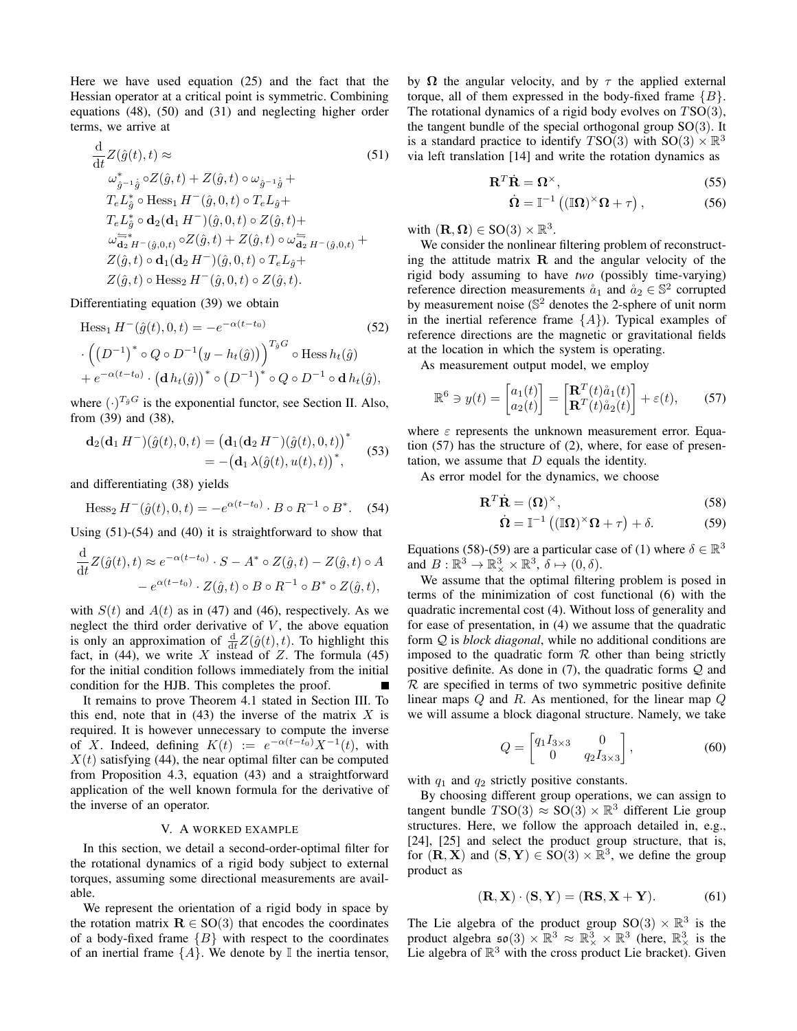Here we have used equation (25) and the fact that the Hessian operator at a critical point is symmetric. Combining equations (48), (50) and (31) and neglecting higher order terms, we arrive at

$$
\begin{aligned}
&\frac{\mathrm{d}}{\mathrm{d}t} Z(\hat{g}(t),t) \approx \qquad (51)\\
&\omega^*_{\hat{g}^{-1}\dot{\hat{g}}} \circ Z(\hat{g},t) + Z(\hat{g},t) \circ \omega_{\hat{g}^{-1}\dot{\hat{g}}} + \\
&T_e L^*_{\hat{g}} \circ \mathrm{Hess}_1 H^-(\hat{g},0,t) \circ T_e L_{\hat{g}} + \\
&T_e L^*_{\hat{g}} \circ \mathbf{d}_2(\mathbf{d}_1 H^-)(\hat{g},0,t) \circ Z(\hat{g},t) + \\
&\omega^{\Leftarrow *}_{\mathbf{d}_2 H^-(\hat{g},0,t)} \circ Z(\hat{g},t) + Z(\hat{g},t) \circ \omega^{\Leftarrow}_{\mathbf{d}_2 H^-(\hat{g},0,t)} + \\
&Z(\hat{g},t) \circ \mathbf{d}_1(\mathbf{d}_2 H^-)(\hat{g},0,t) \circ T_e L_{\hat{g}} + \\
&Z(\hat{g},t) \circ \mathrm{Hess}_2 H^-(\hat{g},0,t) \circ Z(\hat{g},t).
\end{aligned}
$$

Differentiating equation (39) we obtain

$$
\begin{aligned}
&\mathrm{Hess}_1 H^-(\hat{g}(t),0,t) = -e^{-\alpha(t-t_0)} \qquad (52)\\
&\cdot \Big( \big(D^{-1}\big)^* \circ Q \circ D^{-1}\big(y - h_t(\hat{g})\big)\Big)^{T_{\hat{g}} G} \circ \mathrm{Hess}\, h_t(\hat{g}) \\
&+ e^{-\alpha(t-t_0)} \cdot \big(\mathbf{d}\, h_t(\hat{g})\big)^* \circ \big(D^{-1}\big)^* \circ Q \circ D^{-1} \circ \mathbf{d}\, h_t(\hat{g}),
\end{aligned}
$$

where $(\cdot)^{T_{\hat{g}} G}$ is the exponential functor, see Section II. Also, from (39) and (38),

$$
\begin{aligned}
\mathbf{d}_2(\mathbf{d}_1 H^-)(\hat{g}(t),0,t) &= \big(\mathbf{d}_1(\mathbf{d}_2 H^-)(\hat{g}(t),0,t)\big)^* \\
&= -\big(\mathbf{d}_1 \lambda(\hat{g}(t),u(t),t)\big)^*,
\end{aligned} \tag{53}
$$

and differentiating (38) yields

$$
\mathrm{Hess}_2 H^-(\hat{g}(t),0,t) = -e^{\alpha(t-t_0)} \cdot B \circ R^{-1} \circ B^*. \tag{54}
$$

Using (51)-(54) and (40) it is straightforward to show that

$$
\begin{aligned}
\frac{\mathrm{d}}{\mathrm{d}t} Z(\hat{g}(t),t) \approx\; & e^{-\alpha(t-t_0)} \cdot S - A^* \circ Z(\hat{g},t) - Z(\hat{g},t) \circ A \\
& - e^{\alpha(t-t_0)} \cdot Z(\hat{g},t) \circ B \circ R^{-1} \circ B^* \circ Z(\hat{g},t),
\end{aligned}
$$

with $S(t)$ and $A(t)$ as in (47) and (46), respectively. As we neglect the third order derivative of $V$, the above equation is only an approximation of $\frac{\mathrm{d}}{\mathrm{d}t} Z(\hat{g}(t),t)$. To highlight this fact, in (44), we write $X$ instead of $Z$. The formula (45) for the initial condition follows immediately from the initial condition for the HJB. This completes the proof. ∎

It remains to prove Theorem 4.1 stated in Section III. To this end, note that in (43) the inverse of the matrix $X$ is required. It is however unnecessary to compute the inverse of $X$. Indeed, defining $K(t) := e^{-\alpha(t-t_0)} X^{-1}(t)$, with $X(t)$ satisfying (44), the near optimal filter can be computed from Proposition 4.3, equation (43) and a straightforward application of the well known formula for the derivative of the inverse of an operator.

## V. A WORKED EXAMPLE

In this section, we detail a second-order-optimal filter for the rotational dynamics of a rigid body subject to external torques, assuming some directional measurements are available.

We represent the orientation of a rigid body in space by the rotation matrix $\mathbf{R} \in \mathrm{SO}(3)$ that encodes the coordinates of a body-fixed frame $\{B\}$ with respect to the coordinates of an inertial frame $\{A\}$. We denote by $\mathbb{I}$ the inertia tensor, by $\mathbf{\Omega}$ the angular velocity, and by $\tau$ the applied external torque, all of them expressed in the body-fixed frame $\{B\}$. The rotational dynamics of a rigid body evolves on $T\mathrm{SO}(3)$, the tangent bundle of the special orthogonal group $\mathrm{SO}(3)$. It is a standard practice to identify $T\mathrm{SO}(3)$ with $\mathrm{SO}(3) \times \mathbb{R}^3$ via left translation [14] and write the rotation dynamics as

$$
\mathbf{R}^T \dot{\mathbf{R}} = \mathbf{\Omega}^\times, \tag{55}
$$

$$
\dot{\mathbf{\Omega}} = \mathbb{I}^{-1}\left( (\mathbb{I}\mathbf{\Omega})^\times \mathbf{\Omega} + \tau \right), \tag{56}
$$

with $(\mathbf{R}, \mathbf{\Omega}) \in \mathrm{SO}(3) \times \mathbb{R}^3$.

We consider the nonlinear filtering problem of reconstructing the attitude matrix $\mathbf{R}$ and the angular velocity of the rigid body assuming to have *two* (possibly time-varying) reference direction measurements $\mathring{a}_1$ and $\mathring{a}_2 \in \mathbb{S}^2$ corrupted by measurement noise ($\mathbb{S}^2$ denotes the 2-sphere of unit norm in the inertial reference frame $\{A\}$). Typical examples of reference directions are the magnetic or gravitational fields at the location in which the system is operating.

As measurement output model, we employ

$$
\mathbb{R}^6 \ni y(t) = \begin{bmatrix} a_1(t) \\ a_2(t) \end{bmatrix} = \begin{bmatrix} \mathbf{R}^T(t)\mathring{a}_1(t) \\ \mathbf{R}^T(t)\mathring{a}_2(t) \end{bmatrix} + \varepsilon(t), \tag{57}
$$

where $\varepsilon$ represents the unknown measurement error. Equation (57) has the structure of (2), where, for ease of presentation, we assume that $D$ equals the identity.

As error model for the dynamics, we choose

$$
\mathbf{R}^T \dot{\mathbf{R}} = (\mathbf{\Omega})^\times, \tag{58}
$$

$$
\dot{\mathbf{\Omega}} = \mathbb{I}^{-1}\left( (\mathbb{I}\mathbf{\Omega})^\times \mathbf{\Omega} + \tau \right) + \delta. \tag{59}
$$

Equations (58)-(59) are a particular case of (1) where $\delta \in \mathbb{R}^3$ and $B : \mathbb{R}^3 \to \mathbb{R}^3_\times \times \mathbb{R}^3$, $\delta \mapsto (0, \delta)$.

We assume that the optimal filtering problem is posed in terms of the minimization of cost functional (6) with the quadratic incremental cost (4). Without loss of generality and for ease of presentation, in (4) we assume that the quadratic form $\mathcal{Q}$ is *block diagonal*, while no additional conditions are imposed to the quadratic form $\mathcal{R}$ other than being strictly positive definite. As done in (7), the quadratic forms $\mathcal{Q}$ and $\mathcal{R}$ are specified in terms of two symmetric positive definite linear maps $Q$ and $R$. As mentioned, for the linear map $Q$ we will assume a block diagonal structure. Namely, we take

$$
Q = \begin{bmatrix} q_1 I_{3\times3} & 0 \\ 0 & q_2 I_{3\times3} \end{bmatrix}, \tag{60}
$$

with $q_1$ and $q_2$ strictly positive constants.

By choosing different group operations, we can assign to tangent bundle $T\mathrm{SO}(3) \approx \mathrm{SO}(3) \times \mathbb{R}^3$ different Lie group structures. Here, we follow the approach detailed in, e.g., [24], [25] and select the product group structure, that is, for $(\mathbf{R}, \mathbf{X})$ and $(\mathbf{S}, \mathbf{Y}) \in \mathrm{SO}(3) \times \mathbb{R}^3$, we define the group product as

$$
(\mathbf{R}, \mathbf{X}) \cdot (\mathbf{S}, \mathbf{Y}) = (\mathbf{R}\mathbf{S}, \mathbf{X} + \mathbf{Y}). \tag{61}
$$

The Lie algebra of the product group $\mathrm{SO}(3) \times \mathbb{R}^3$ is the product algebra $\mathfrak{so}(3) \times \mathbb{R}^3 \approx \mathbb{R}^3_\times \times \mathbb{R}^3$ (here, $\mathbb{R}^3_\times$ is the Lie algebra of $\mathbb{R}^3$ with the cross product Lie bracket). Given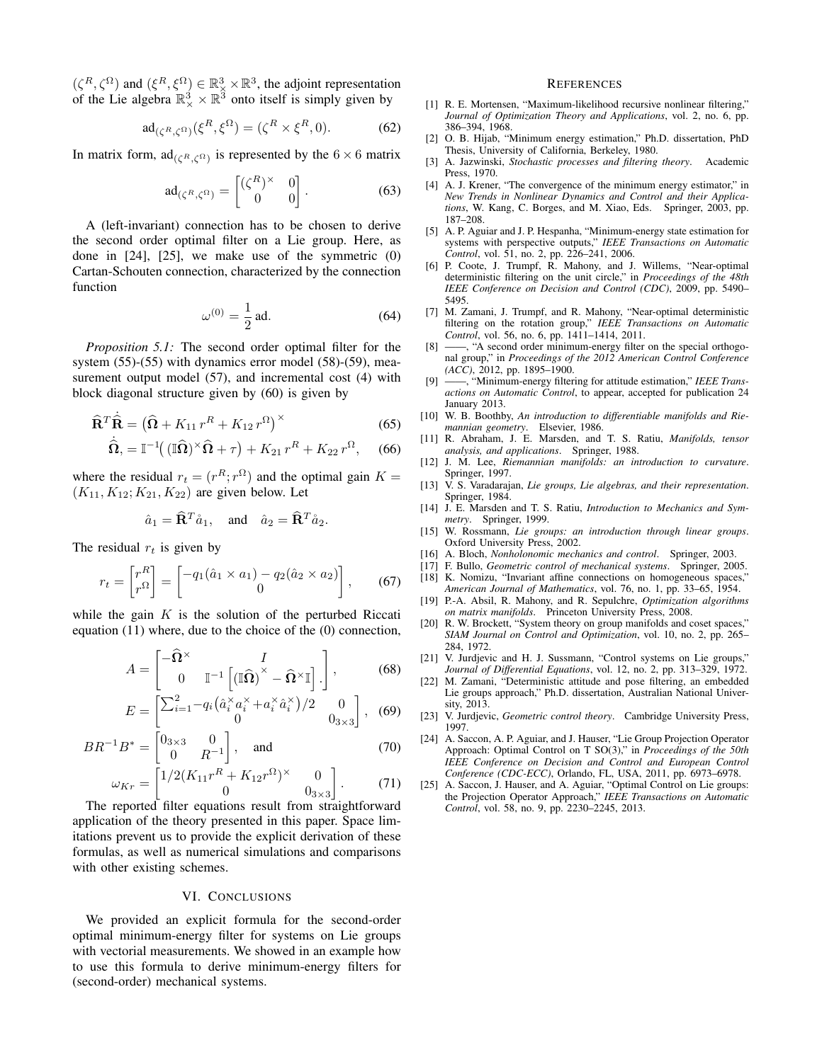$(\zeta^R, \zeta^\Omega)$ and $(\xi^R, \xi^\Omega) \in \mathbb{R}^3_\times \times \mathbb{R}^3$, the adjoint representation of the Lie algebra $\mathbb{R}^3_\times \times \mathbb{R}^3$ onto itself is simply given by

$$\mathrm{ad}_{(\zeta^R,\zeta^\Omega)}(\xi^R, \xi^\Omega) = (\zeta^R \times \xi^R, 0). \tag{62}$$

In matrix form, $\mathrm{ad}_{(\zeta^R,\zeta^\Omega)}$ is represented by the $6 \times 6$ matrix

$$\mathrm{ad}_{(\zeta^R,\zeta^\Omega)} = \begin{bmatrix} (\zeta^R)^\times & 0 \\ 0 & 0 \end{bmatrix}. \tag{63}$$

A (left-invariant) connection has to be chosen to derive the second order optimal filter on a Lie group. Here, as done in [24], [25], we make use of the symmetric (0) Cartan-Schouten connection, characterized by the connection function

$$\omega^{(0)} = \frac{1}{2}\,\mathrm{ad}. \tag{64}$$

*Proposition 5.1:* The second order optimal filter for the system (55)-(55) with dynamics error model (58)-(59), measurement output model (57), and incremental cost (4) with block diagonal structure given by (60) is given by

$$\widehat{\mathbf{R}}^T \dot{\widehat{\mathbf{R}}} = \big(\widehat{\boldsymbol{\Omega}} + K_{11}\, r^R + K_{12}\, r^\Omega\big)^\times \tag{65}$$

$$\dot{\widehat{\boldsymbol{\Omega}}}, = \mathbb{I}^{-1}\big( (\mathbb{I}\widehat{\boldsymbol{\Omega}})^\times \widehat{\boldsymbol{\Omega}} + \tau\big) + K_{21}\, r^R + K_{22}\, r^\Omega, \tag{66}$$

where the residual $r_t = (r^R; r^\Omega)$ and the optimal gain $K = (K_{11}, K_{12}; K_{21}, K_{22})$ are given below. Let

$$\hat{a}_1 = \widehat{\mathbf{R}}^T \mathring{a}_1, \quad \text{and} \quad \hat{a}_2 = \widehat{\mathbf{R}}^T \mathring{a}_2.$$

The residual $r_t$ is given by

$$r_t = \begin{bmatrix} r^R \\ r^\Omega \end{bmatrix} = \begin{bmatrix} -q_1(\hat{a}_1 \times a_1) - q_2(\hat{a}_2 \times a_2) \\ 0 \end{bmatrix}, \tag{67}$$

while the gain $K$ is the solution of the perturbed Riccati equation (11) where, due to the choice of the (0) connection,

$$A = \begin{bmatrix} -\widehat{\boldsymbol{\Omega}}^\times & I \\ 0 & \mathbb{I}^{-1}\Big[(\mathbb{I}\widehat{\boldsymbol{\Omega}})^\times - \widehat{\boldsymbol{\Omega}}^\times \mathbb{I}\Big]. \end{bmatrix}, \tag{68}$$

$$E = \begin{bmatrix} \sum_{i=1}^{2} -q_i\big(\hat{a}_i^\times a_i^\times + a_i^\times \hat{a}_i^\times\big)/2 & 0 \\ 0 & 0_{3\times 3} \end{bmatrix}, \tag{69}$$

$$BR^{-1}B^* = \begin{bmatrix} 0_{3\times 3} & 0 \\ 0 & R^{-1} \end{bmatrix}, \quad \text{and} \tag{70}$$

$$\omega_{Kr} = \begin{bmatrix} 1/2(K_{11}r^R + K_{12}r^\Omega)^\times & 0 \\ 0 & 0_{3\times 3} \end{bmatrix}. \tag{71}$$

The reported filter equations result from straightforward application of the theory presented in this paper. Space limitations prevent us to provide the explicit derivation of these formulas, as well as numerical simulations and comparisons with other existing schemes.

## VI. Conclusions

We provided an explicit formula for the second-order optimal minimum-energy filter for systems on Lie groups with vectorial measurements. We showed in an example how to use this formula to derive minimum-energy filters for (second-order) mechanical systems.

## References

[1] R. E. Mortensen, "Maximum-likelihood recursive nonlinear filtering," *Journal of Optimization Theory and Applications*, vol. 2, no. 6, pp. 386–394, 1968.

[2] O. B. Hijab, "Minimum energy estimation," Ph.D. dissertation, PhD Thesis, University of California, Berkeley, 1980.

[3] A. Jazwinski, *Stochastic processes and filtering theory*. Academic Press, 1970.

[4] A. J. Krener, "The convergence of the minimum energy estimator," in *New Trends in Nonlinear Dynamics and Control and their Applications*, W. Kang, C. Borges, and M. Xiao, Eds. Springer, 2003, pp. 187–208.

[5] A. P. Aguiar and J. P. Hespanha, "Minimum-energy state estimation for systems with perspective outputs," *IEEE Transactions on Automatic Control*, vol. 51, no. 2, pp. 226–241, 2006.

[6] P. Coote, J. Trumpf, R. Mahony, and J. Willems, "Near-optimal deterministic filtering on the unit circle," in *Proceedings of the 48th IEEE Conference on Decision and Control (CDC)*, 2009, pp. 5490–5495.

[7] M. Zamani, J. Trumpf, and R. Mahony, "Near-optimal deterministic filtering on the rotation group," *IEEE Transactions on Automatic Control*, vol. 56, no. 6, pp. 1411–1414, 2011.

[8] ——, "A second order minimum-energy filter on the special orthogonal group," in *Proceedings of the 2012 American Control Conference (ACC)*, 2012, pp. 1895–1900.

[9] ——, "Minimum-energy filtering for attitude estimation," *IEEE Transactions on Automatic Control*, to appear, accepted for publication 24 January 2013.

[10] W. B. Boothby, *An introduction to differentiable manifolds and Riemannian geometry*. Elsevier, 1986.

[11] R. Abraham, J. E. Marsden, and T. S. Ratiu, *Manifolds, tensor analysis, and applications*. Springer, 1988.

[12] J. M. Lee, *Riemannian manifolds: an introduction to curvature*. Springer, 1997.

[13] V. S. Varadarajan, *Lie groups, Lie algebras, and their representation*. Springer, 1984.

[14] J. E. Marsden and T. S. Ratiu, *Introduction to Mechanics and Symmetry*. Springer, 1999.

[15] W. Rossmann, *Lie groups: an introduction through linear groups*. Oxford University Press, 2002.

[16] A. Bloch, *Nonholonomic mechanics and control*. Springer, 2003.

[17] F. Bullo, *Geometric control of mechanical systems*. Springer, 2005.

[18] K. Nomizu, "Invariant affine connections on homogeneous spaces," *American Journal of Mathematics*, vol. 76, no. 1, pp. 33–65, 1954.

[19] P.-A. Absil, R. Mahony, and R. Sepulchre, *Optimization algorithms on matrix manifolds*. Princeton University Press, 2008.

[20] R. W. Brockett, "System theory on group manifolds and coset spaces," *SIAM Journal on Control and Optimization*, vol. 10, no. 2, pp. 265–284, 1972.

[21] V. Jurdjevic and H. J. Sussmann, "Control systems on Lie groups," *Journal of Differential Equations*, vol. 12, no. 2, pp. 313–329, 1972.

[22] M. Zamani, "Deterministic attitude and pose filtering, an embedded Lie groups approach," Ph.D. dissertation, Australian National University, 2013.

[23] V. Jurdjevic, *Geometric control theory*. Cambridge University Press, 1997.

[24] A. Saccon, A. P. Aguiar, and J. Hauser, "Lie Group Projection Operator Approach: Optimal Control on T SO(3)," in *Proceedings of the 50th IEEE Conference on Decision and Control and European Control Conference (CDC-ECC)*, Orlando, FL, USA, 2011, pp. 6973–6978.

[25] A. Saccon, J. Hauser, and A. Aguiar, "Optimal Control on Lie groups: the Projection Operator Approach," *IEEE Transactions on Automatic Control*, vol. 58, no. 9, pp. 2230–2245, 2013.